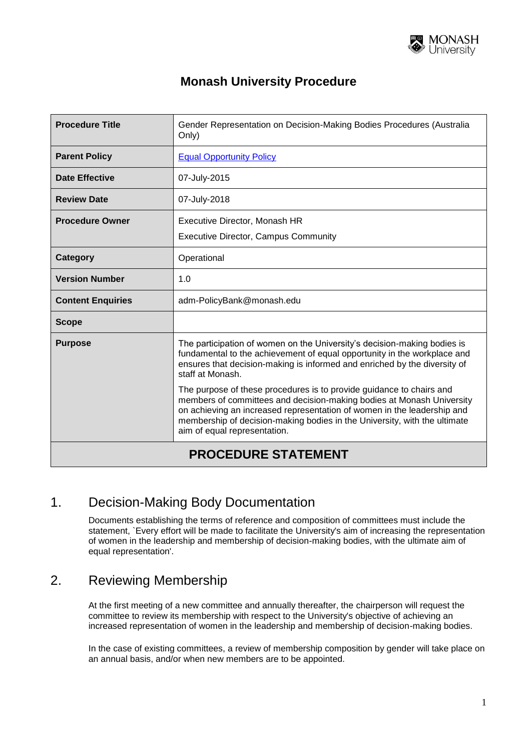# Monash University Procedure

| | |
|---|---|
| **Procedure Title** | Gender Representation on Decision-Making Bodies Procedures (Australia Only) |
| **Parent Policy** | [Equal Opportunity Policy]() |
| **Date Effective** | 07-July-2015 |
| **Review Date** | 07-July-2018 |
| **Procedure Owner** | Executive Director, Monash HR<br><br>Executive Director, Campus Community |
| **Category** | Operational |
| **Version Number** | 1.0 |
| **Content Enquiries** | adm-PolicyBank@monash.edu |
| **Scope** | |
| **Purpose** | The participation of women on the University's decision-making bodies is fundamental to the achievement of equal opportunity in the workplace and ensures that decision-making is informed and enriched by the diversity of staff at Monash.<br><br>The purpose of these procedures is to provide guidance to chairs and members of committees and decision-making bodies at Monash University on achieving an increased representation of women in the leadership and membership of decision-making bodies in the University, with the ultimate aim of equal representation. |

## PROCEDURE STATEMENT

## 1. Decision-Making Body Documentation

Documents establishing the terms of reference and composition of committees must include the statement, `Every effort will be made to facilitate the University's aim of increasing the representation of women in the leadership and membership of decision-making bodies, with the ultimate aim of equal representation'.

## 2. Reviewing Membership

At the first meeting of a new committee and annually thereafter, the chairperson will request the committee to review its membership with respect to the University's objective of achieving an increased representation of women in the leadership and membership of decision-making bodies.

In the case of existing committees, a review of membership composition by gender will take place on an annual basis, and/or when new members are to be appointed.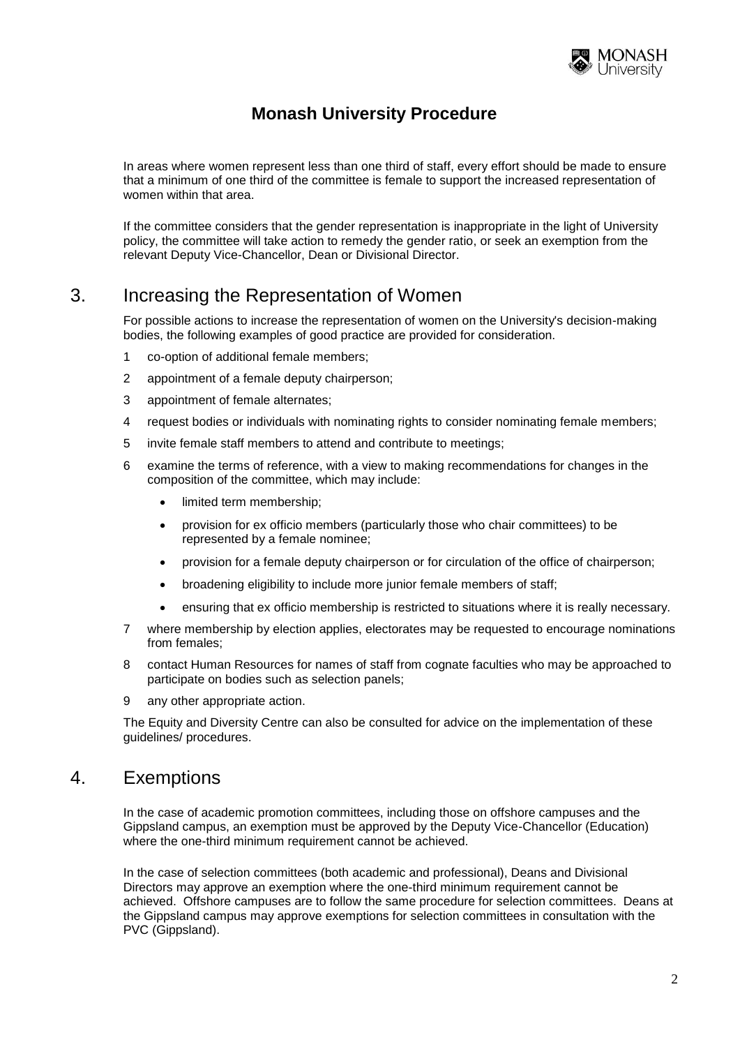# Monash University Procedure

In areas where women represent less than one third of staff, every effort should be made to ensure that a minimum of one third of the committee is female to support the increased representation of women within that area.

If the committee considers that the gender representation is inappropriate in the light of University policy, the committee will take action to remedy the gender ratio, or seek an exemption from the relevant Deputy Vice-Chancellor, Dean or Divisional Director.

## 3. Increasing the Representation of Women

For possible actions to increase the representation of women on the University's decision-making bodies, the following examples of good practice are provided for consideration.

1 co-option of additional female members;

2 appointment of a female deputy chairperson;

3 appointment of female alternates;

4 request bodies or individuals with nominating rights to consider nominating female members;

5 invite female staff members to attend and contribute to meetings;

6 examine the terms of reference, with a view to making recommendations for changes in the composition of the committee, which may include:

- limited term membership;
- provision for ex officio members (particularly those who chair committees) to be represented by a female nominee;
- provision for a female deputy chairperson or for circulation of the office of chairperson;
- broadening eligibility to include more junior female members of staff;
- ensuring that ex officio membership is restricted to situations where it is really necessary.

7 where membership by election applies, electorates may be requested to encourage nominations from females;

8 contact Human Resources for names of staff from cognate faculties who may be approached to participate on bodies such as selection panels;

9 any other appropriate action.

The Equity and Diversity Centre can also be consulted for advice on the implementation of these guidelines/ procedures.

## 4. Exemptions

In the case of academic promotion committees, including those on offshore campuses and the Gippsland campus, an exemption must be approved by the Deputy Vice-Chancellor (Education) where the one-third minimum requirement cannot be achieved.

In the case of selection committees (both academic and professional), Deans and Divisional Directors may approve an exemption where the one-third minimum requirement cannot be achieved. Offshore campuses are to follow the same procedure for selection committees. Deans at the Gippsland campus may approve exemptions for selection committees in consultation with the PVC (Gippsland).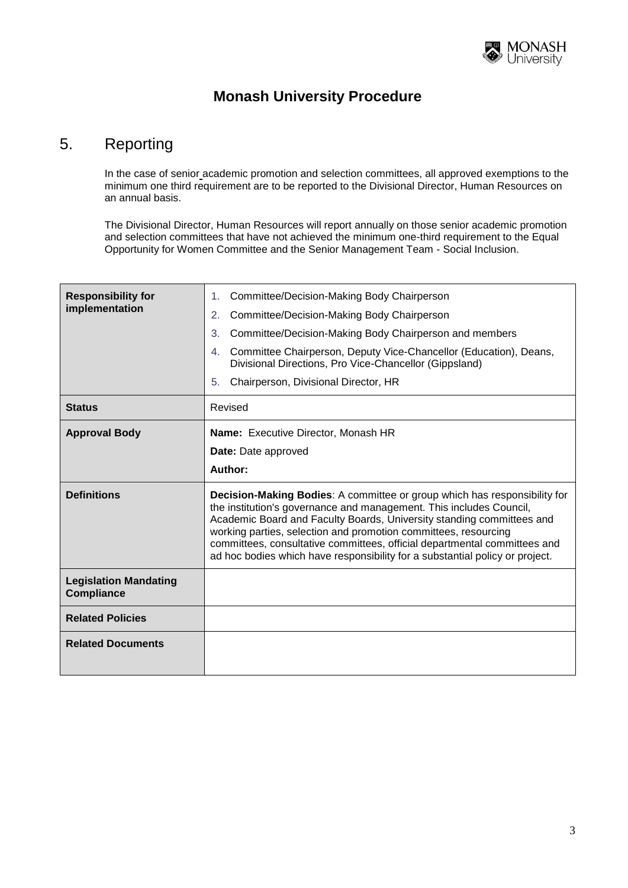## Monash University Procedure

## 5. Reporting

In the case of senior academic promotion and selection committees, all approved exemptions to the minimum one third requirement are to be reported to the Divisional Director, Human Resources on an annual basis.

The Divisional Director, Human Resources will report annually on those senior academic promotion and selection committees that have not achieved the minimum one-third requirement to the Equal Opportunity for Women Committee and the Senior Management Team - Social Inclusion.

| | |
|---|---|
| **Responsibility for implementation** | 1. Committee/Decision-Making Body Chairperson<br>2. Committee/Decision-Making Body Chairperson<br>3. Committee/Decision-Making Body Chairperson and members<br>4. Committee Chairperson, Deputy Vice-Chancellor (Education), Deans, Divisional Directions, Pro Vice-Chancellor (Gippsland)<br>5. Chairperson, Divisional Director, HR |
| **Status** | Revised |
| **Approval Body** | **Name:** Executive Director, Monash HR<br>**Date:** Date approved<br>**Author:** |
| **Definitions** | **Decision-Making Bodies**: A committee or group which has responsibility for the institution's governance and management. This includes Council, Academic Board and Faculty Boards, University standing committees and working parties, selection and promotion committees, resourcing committees, consultative committees, official departmental committees and ad hoc bodies which have responsibility for a substantial policy or project. |
| **Legislation Mandating Compliance** | |
| **Related Policies** | |
| **Related Documents** | |